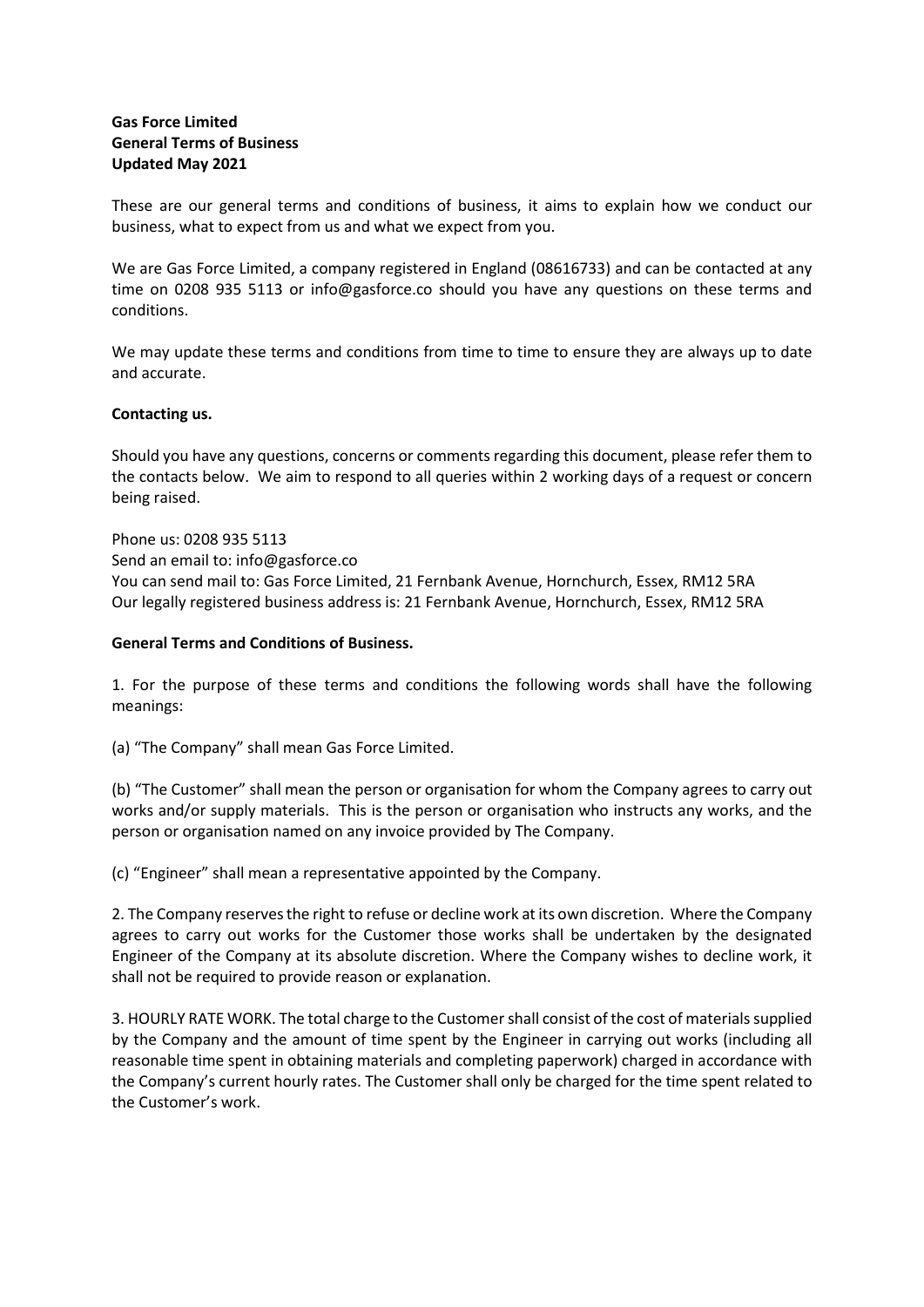**Gas Force Limited**
**General Terms of Business**
**Updated May 2021**

These are our general terms and conditions of business, it aims to explain how we conduct our business, what to expect from us and what we expect from you.

We are Gas Force Limited, a company registered in England (08616733) and can be contacted at any time on 0208 935 5113 or info@gasforce.co should you have any questions on these terms and conditions.

We may update these terms and conditions from time to time to ensure they are always up to date and accurate.

**Contacting us.**

Should you have any questions, concerns or comments regarding this document, please refer them to the contacts below. We aim to respond to all queries within 2 working days of a request or concern being raised.

Phone us: 0208 935 5113
Send an email to: info@gasforce.co
You can send mail to: Gas Force Limited, 21 Fernbank Avenue, Hornchurch, Essex, RM12 5RA
Our legally registered business address is: 21 Fernbank Avenue, Hornchurch, Essex, RM12 5RA

**General Terms and Conditions of Business.**

1. For the purpose of these terms and conditions the following words shall have the following meanings:

(a) "The Company" shall mean Gas Force Limited.

(b) "The Customer" shall mean the person or organisation for whom the Company agrees to carry out works and/or supply materials. This is the person or organisation who instructs any works, and the person or organisation named on any invoice provided by The Company.

(c) "Engineer" shall mean a representative appointed by the Company.

2. The Company reserves the right to refuse or decline work at its own discretion. Where the Company agrees to carry out works for the Customer those works shall be undertaken by the designated Engineer of the Company at its absolute discretion. Where the Company wishes to decline work, it shall not be required to provide reason or explanation.

3. HOURLY RATE WORK. The total charge to the Customer shall consist of the cost of materials supplied by the Company and the amount of time spent by the Engineer in carrying out works (including all reasonable time spent in obtaining materials and completing paperwork) charged in accordance with the Company's current hourly rates. The Customer shall only be charged for the time spent related to the Customer's work.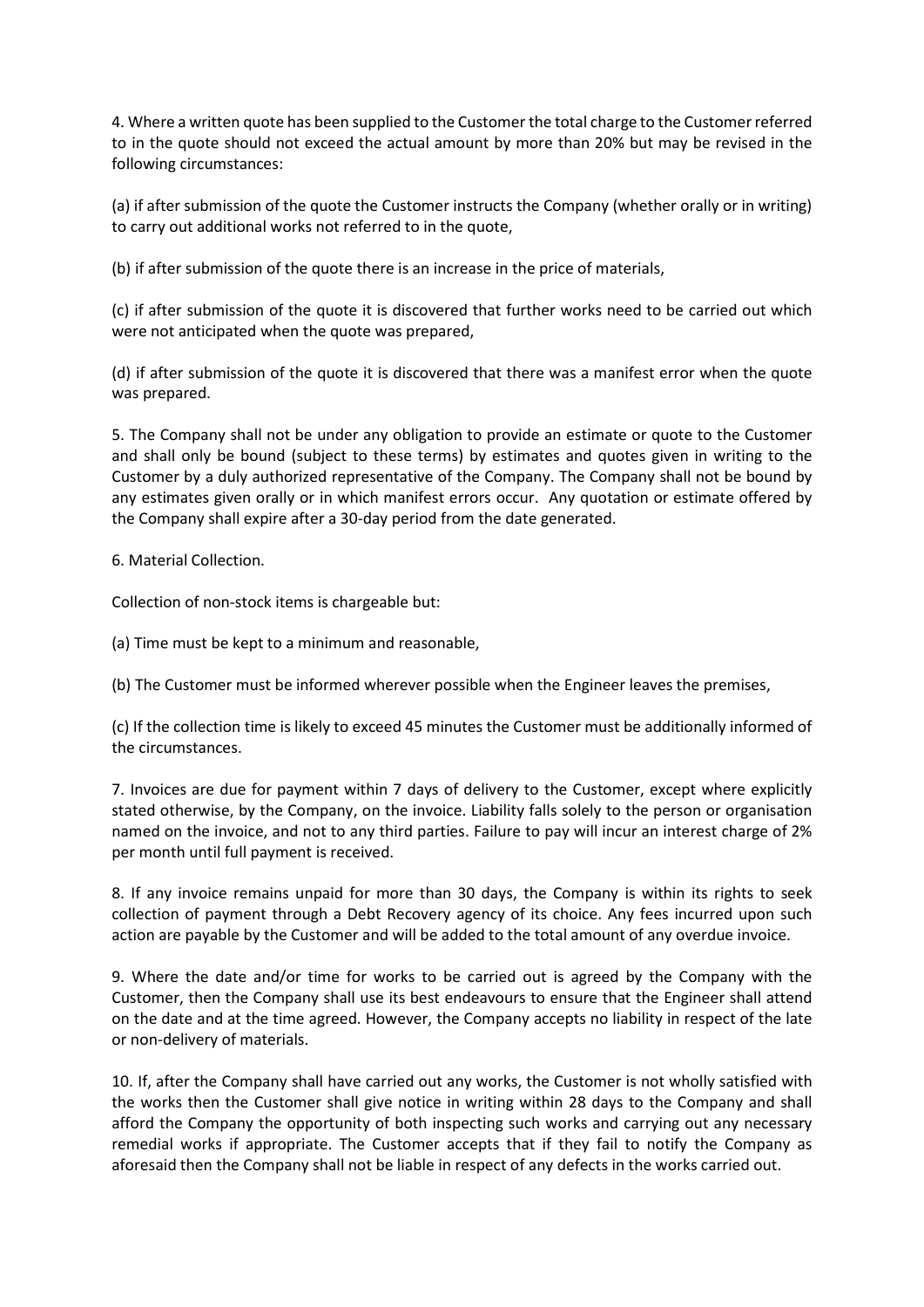4. Where a written quote has been supplied to the Customer the total charge to the Customer referred to in the quote should not exceed the actual amount by more than 20% but may be revised in the following circumstances:

(a) if after submission of the quote the Customer instructs the Company (whether orally or in writing) to carry out additional works not referred to in the quote,

(b) if after submission of the quote there is an increase in the price of materials,

(c) if after submission of the quote it is discovered that further works need to be carried out which were not anticipated when the quote was prepared,

(d) if after submission of the quote it is discovered that there was a manifest error when the quote was prepared.

5. The Company shall not be under any obligation to provide an estimate or quote to the Customer and shall only be bound (subject to these terms) by estimates and quotes given in writing to the Customer by a duly authorized representative of the Company. The Company shall not be bound by any estimates given orally or in which manifest errors occur. Any quotation or estimate offered by the Company shall expire after a 30-day period from the date generated.

6. Material Collection.

Collection of non-stock items is chargeable but:

(a) Time must be kept to a minimum and reasonable,

(b) The Customer must be informed wherever possible when the Engineer leaves the premises,

(c) If the collection time is likely to exceed 45 minutes the Customer must be additionally informed of the circumstances.

7. Invoices are due for payment within 7 days of delivery to the Customer, except where explicitly stated otherwise, by the Company, on the invoice. Liability falls solely to the person or organisation named on the invoice, and not to any third parties. Failure to pay will incur an interest charge of 2% per month until full payment is received.

8. If any invoice remains unpaid for more than 30 days, the Company is within its rights to seek collection of payment through a Debt Recovery agency of its choice. Any fees incurred upon such action are payable by the Customer and will be added to the total amount of any overdue invoice.

9. Where the date and/or time for works to be carried out is agreed by the Company with the Customer, then the Company shall use its best endeavours to ensure that the Engineer shall attend on the date and at the time agreed. However, the Company accepts no liability in respect of the late or non-delivery of materials.

10. If, after the Company shall have carried out any works, the Customer is not wholly satisfied with the works then the Customer shall give notice in writing within 28 days to the Company and shall afford the Company the opportunity of both inspecting such works and carrying out any necessary remedial works if appropriate. The Customer accepts that if they fail to notify the Company as aforesaid then the Company shall not be liable in respect of any defects in the works carried out.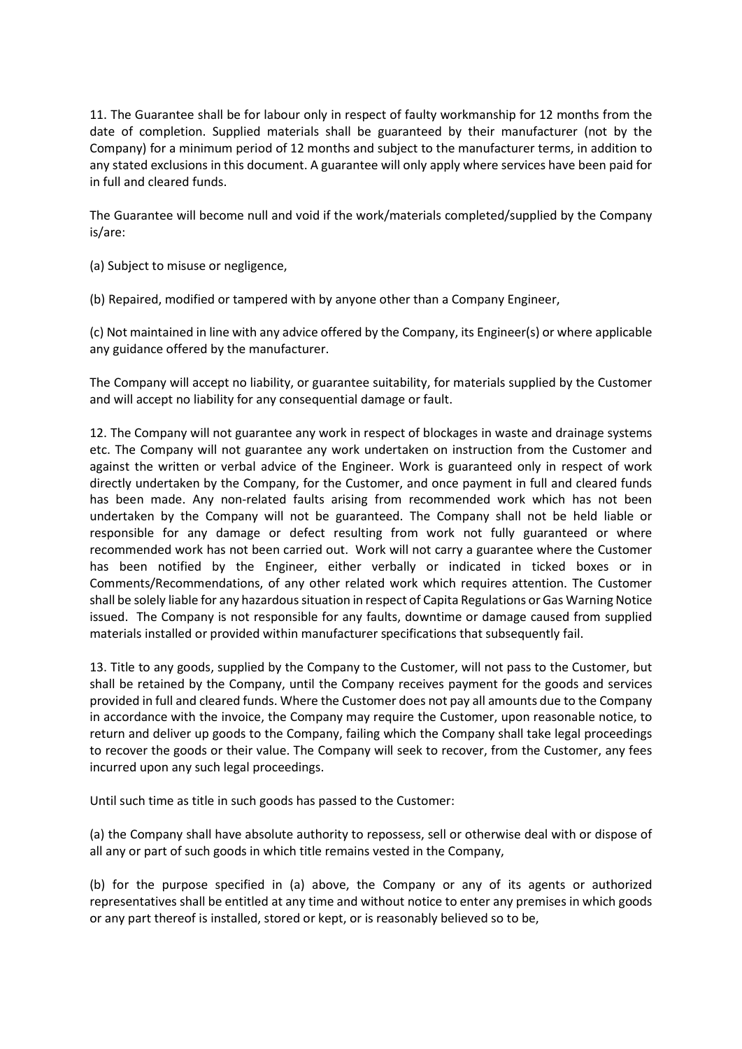11. The Guarantee shall be for labour only in respect of faulty workmanship for 12 months from the date of completion. Supplied materials shall be guaranteed by their manufacturer (not by the Company) for a minimum period of 12 months and subject to the manufacturer terms, in addition to any stated exclusions in this document. A guarantee will only apply where services have been paid for in full and cleared funds.

The Guarantee will become null and void if the work/materials completed/supplied by the Company is/are:

(a) Subject to misuse or negligence,

(b) Repaired, modified or tampered with by anyone other than a Company Engineer,

(c) Not maintained in line with any advice offered by the Company, its Engineer(s) or where applicable any guidance offered by the manufacturer.

The Company will accept no liability, or guarantee suitability, for materials supplied by the Customer and will accept no liability for any consequential damage or fault.

12. The Company will not guarantee any work in respect of blockages in waste and drainage systems etc. The Company will not guarantee any work undertaken on instruction from the Customer and against the written or verbal advice of the Engineer. Work is guaranteed only in respect of work directly undertaken by the Company, for the Customer, and once payment in full and cleared funds has been made. Any non-related faults arising from recommended work which has not been undertaken by the Company will not be guaranteed. The Company shall not be held liable or responsible for any damage or defect resulting from work not fully guaranteed or where recommended work has not been carried out. Work will not carry a guarantee where the Customer has been notified by the Engineer, either verbally or indicated in ticked boxes or in Comments/Recommendations, of any other related work which requires attention. The Customer shall be solely liable for any hazardous situation in respect of Capita Regulations or Gas Warning Notice issued. The Company is not responsible for any faults, downtime or damage caused from supplied materials installed or provided within manufacturer specifications that subsequently fail.

13. Title to any goods, supplied by the Company to the Customer, will not pass to the Customer, but shall be retained by the Company, until the Company receives payment for the goods and services provided in full and cleared funds. Where the Customer does not pay all amounts due to the Company in accordance with the invoice, the Company may require the Customer, upon reasonable notice, to return and deliver up goods to the Company, failing which the Company shall take legal proceedings to recover the goods or their value. The Company will seek to recover, from the Customer, any fees incurred upon any such legal proceedings.

Until such time as title in such goods has passed to the Customer:

(a) the Company shall have absolute authority to repossess, sell or otherwise deal with or dispose of all any or part of such goods in which title remains vested in the Company,

(b) for the purpose specified in (a) above, the Company or any of its agents or authorized representatives shall be entitled at any time and without notice to enter any premises in which goods or any part thereof is installed, stored or kept, or is reasonably believed so to be,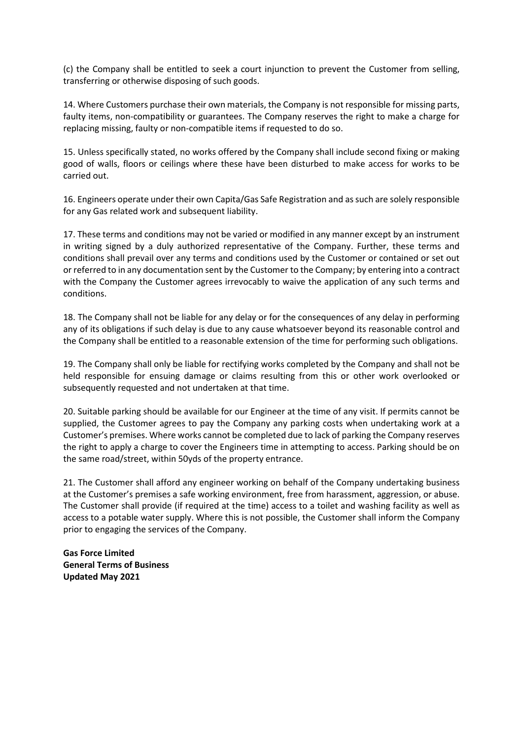(c) the Company shall be entitled to seek a court injunction to prevent the Customer from selling, transferring or otherwise disposing of such goods.

14. Where Customers purchase their own materials, the Company is not responsible for missing parts, faulty items, non-compatibility or guarantees. The Company reserves the right to make a charge for replacing missing, faulty or non-compatible items if requested to do so.

15. Unless specifically stated, no works offered by the Company shall include second fixing or making good of walls, floors or ceilings where these have been disturbed to make access for works to be carried out.

16. Engineers operate under their own Capita/Gas Safe Registration and as such are solely responsible for any Gas related work and subsequent liability.

17. These terms and conditions may not be varied or modified in any manner except by an instrument in writing signed by a duly authorized representative of the Company. Further, these terms and conditions shall prevail over any terms and conditions used by the Customer or contained or set out or referred to in any documentation sent by the Customer to the Company; by entering into a contract with the Company the Customer agrees irrevocably to waive the application of any such terms and conditions.

18. The Company shall not be liable for any delay or for the consequences of any delay in performing any of its obligations if such delay is due to any cause whatsoever beyond its reasonable control and the Company shall be entitled to a reasonable extension of the time for performing such obligations.

19. The Company shall only be liable for rectifying works completed by the Company and shall not be held responsible for ensuing damage or claims resulting from this or other work overlooked or subsequently requested and not undertaken at that time.

20. Suitable parking should be available for our Engineer at the time of any visit. If permits cannot be supplied, the Customer agrees to pay the Company any parking costs when undertaking work at a Customer's premises. Where works cannot be completed due to lack of parking the Company reserves the right to apply a charge to cover the Engineers time in attempting to access. Parking should be on the same road/street, within 50yds of the property entrance.

21. The Customer shall afford any engineer working on behalf of the Company undertaking business at the Customer's premises a safe working environment, free from harassment, aggression, or abuse. The Customer shall provide (if required at the time) access to a toilet and washing facility as well as access to a potable water supply. Where this is not possible, the Customer shall inform the Company prior to engaging the services of the Company.

**Gas Force Limited**
**General Terms of Business**
**Updated May 2021**